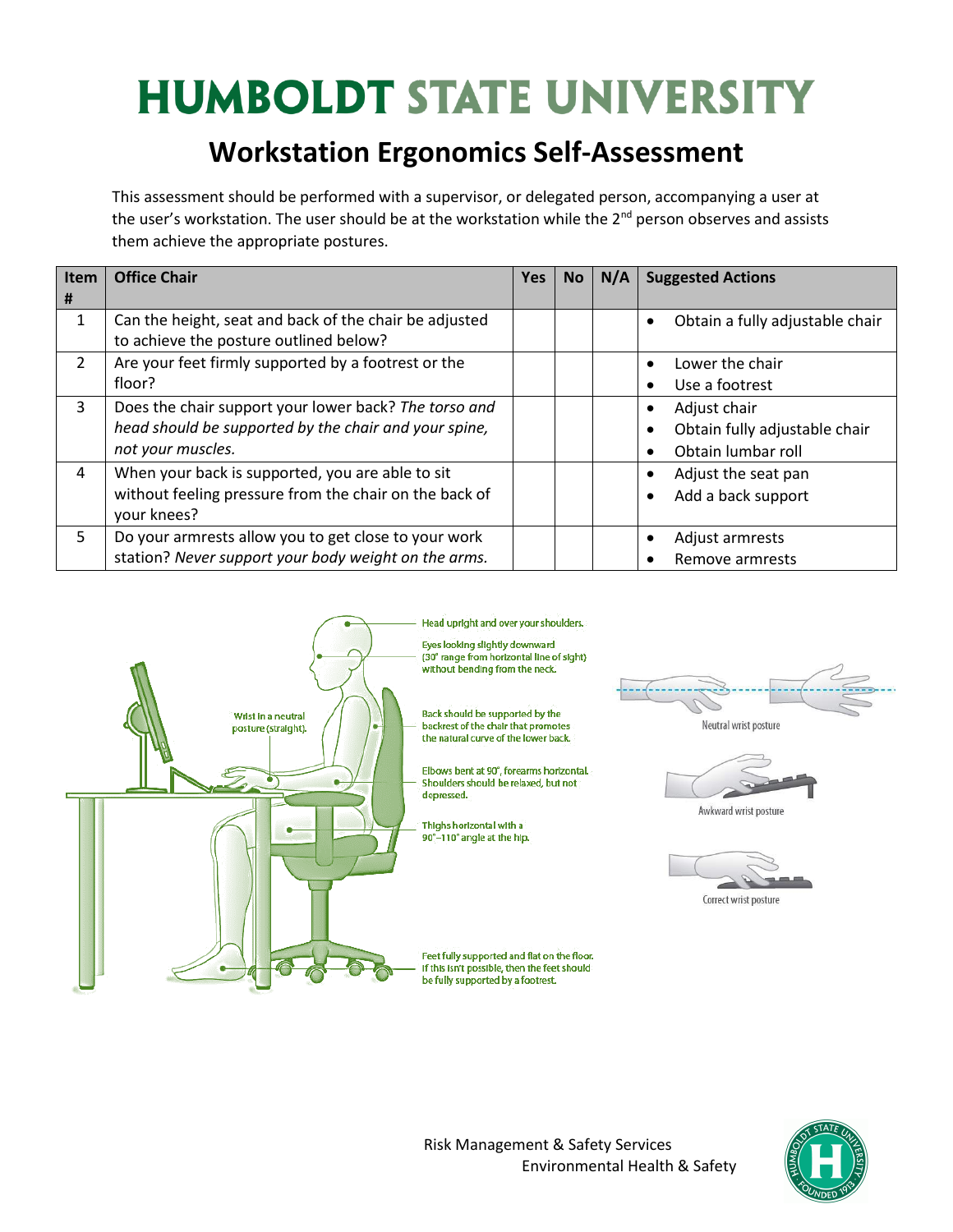# HUMBOLDT STATE UNIVERSITY

## Workstation Ergonomics Self-Assessment

This assessment should be performed with a supervisor, or delegated person, accompanying a user at the user's workstation. The user should be at the workstation while the 2nd person observes and assists them achieve the appropriate postures.

| Item # | Office Chair | Yes | No | N/A | Suggested Actions |
|---|---|---|---|---|---|
| 1 | Can the height, seat and back of the chair be adjusted to achieve the posture outlined below? | | | | • Obtain a fully adjustable chair |
| 2 | Are your feet firmly supported by a footrest or the floor? | | | | • Lower the chair<br>• Use a footrest |
| 3 | Does the chair support your lower back? *The torso and head should be supported by the chair and your spine, not your muscles.* | | | | • Adjust chair<br>• Obtain fully adjustable chair<br>• Obtain lumbar roll |
| 4 | When your back is supported, you are able to sit without feeling pressure from the chair on the back of your knees? | | | | • Adjust the seat pan<br>• Add a back support |
| 5 | Do your armrests allow you to get close to your work station? *Never support your body weight on the arms.* | | | | • Adjust armrests<br>• Remove armrests |

Wrist in a neutral posture (straight).

Head upright and over your shoulders.

Eyes looking slightly downward (30° range from horizontal line of sight) without bending from the neck.

Back should be supported by the backrest of the chair that promotes the natural curve of the lower back.

Elbows bent at 90°, forearms horizontal. Shoulders should be relaxed, but not depressed.

Thighs horizontal with a 90°–110° angle at the hip.

Feet fully supported and flat on the floor. If this isn't possible, then the feet should be fully supported by a footrest.

Neutral wrist posture

Awkward wrist posture

Correct wrist posture

Risk Management & Safety Services
Environmental Health & Safety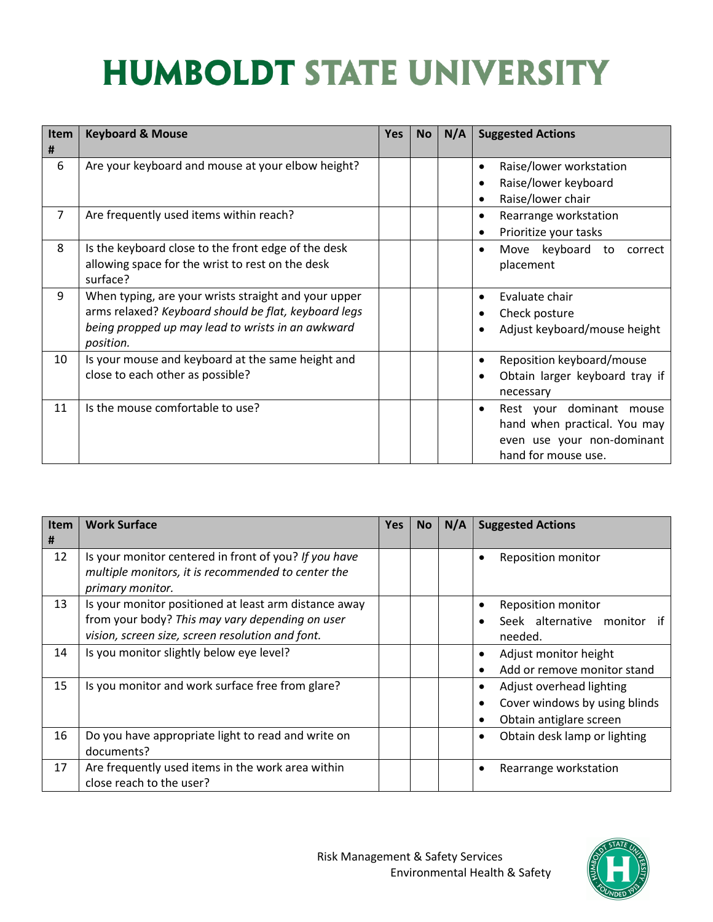| Item # | Keyboard & Mouse | Yes | No | N/A | Suggested Actions |
|---|---|---|---|---|---|
| 6 | Are your keyboard and mouse at your elbow height? | | | | • Raise/lower workstation<br>• Raise/lower keyboard<br>• Raise/lower chair |
| 7 | Are frequently used items within reach? | | | | • Rearrange workstation<br>• Prioritize your tasks |
| 8 | Is the keyboard close to the front edge of the desk allowing space for the wrist to rest on the desk surface? | | | | • Move keyboard to correct placement |
| 9 | When typing, are your wrists straight and your upper arms relaxed? *Keyboard should be flat, keyboard legs being propped up may lead to wrists in an awkward position.* | | | | • Evaluate chair<br>• Check posture<br>• Adjust keyboard/mouse height |
| 10 | Is your mouse and keyboard at the same height and close to each other as possible? | | | | • Reposition keyboard/mouse<br>• Obtain larger keyboard tray if necessary |
| 11 | Is the mouse comfortable to use? | | | | • Rest your dominant mouse hand when practical. You may even use your non-dominant hand for mouse use. |

| Item # | Work Surface | Yes | No | N/A | Suggested Actions |
|---|---|---|---|---|---|
| 12 | Is your monitor centered in front of you? *If you have multiple monitors, it is recommended to center the primary monitor.* | | | | • Reposition monitor |
| 13 | Is your monitor positioned at least arm distance away from your body? *This may vary depending on user vision, screen size, screen resolution and font.* | | | | • Reposition monitor<br>• Seek alternative monitor if needed. |
| 14 | Is you monitor slightly below eye level? | | | | • Adjust monitor height<br>• Add or remove monitor stand |
| 15 | Is you monitor and work surface free from glare? | | | | • Adjust overhead lighting<br>• Cover windows by using blinds<br>• Obtain antiglare screen |
| 16 | Do you have appropriate light to read and write on documents? | | | | • Obtain desk lamp or lighting |
| 17 | Are frequently used items in the work area within close reach to the user? | | | | • Rearrange workstation |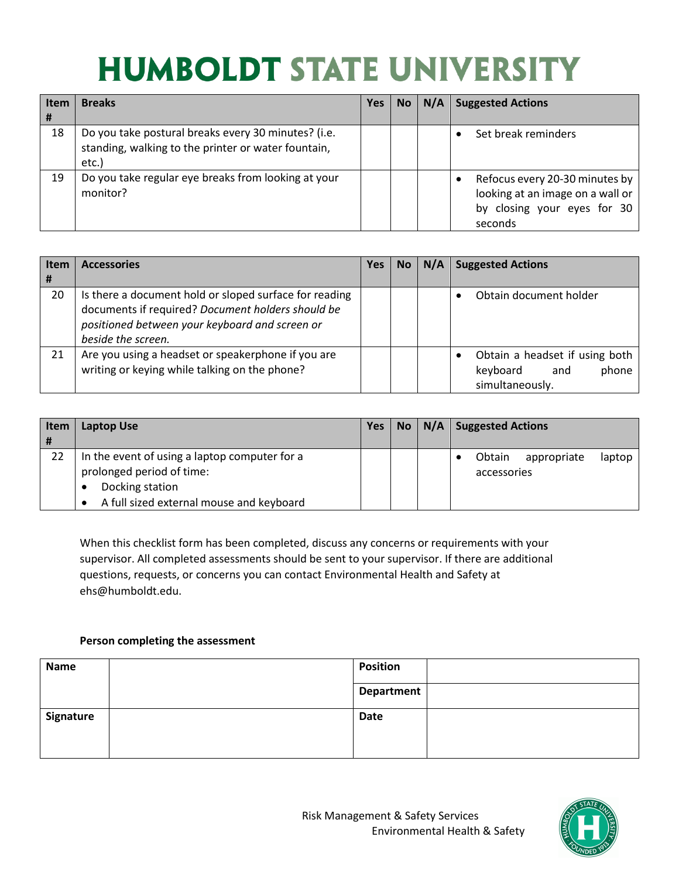# HUMBOLDT STATE UNIVERSITY

| Item # | Breaks | Yes | No | N/A | Suggested Actions |
|---|---|---|---|---|---|
| 18 | Do you take postural breaks every 30 minutes? (i.e. standing, walking to the printer or water fountain, etc.) | | | | • Set break reminders |
| 19 | Do you take regular eye breaks from looking at your monitor? | | | | • Refocus every 20-30 minutes by looking at an image on a wall or by closing your eyes for 30 seconds |

| Item # | Accessories | Yes | No | N/A | Suggested Actions |
|---|---|---|---|---|---|
| 20 | Is there a document hold or sloped surface for reading documents if required? *Document holders should be positioned between your keyboard and screen or beside the screen.* | | | | • Obtain document holder |
| 21 | Are you using a headset or speakerphone if you are writing or keying while talking on the phone? | | | | • Obtain a headset if using both keyboard and phone simultaneously. |

| Item # | Laptop Use | Yes | No | N/A | Suggested Actions |
|---|---|---|---|---|---|
| 22 | In the event of using a laptop computer for a prolonged period of time: <br>• Docking station <br>• A full sized external mouse and keyboard | | | | • Obtain appropriate laptop accessories |

When this checklist form has been completed, discuss any concerns or requirements with your supervisor. All completed assessments should be sent to your supervisor. If there are additional questions, requests, or concerns you can contact Environmental Health and Safety at ehs@humboldt.edu.

**Person completing the assessment**

| Name | | Position | |
|---|---|---|---|
| | | Department | |
| Signature | | Date | |

Risk Management & Safety Services
Environmental Health & Safety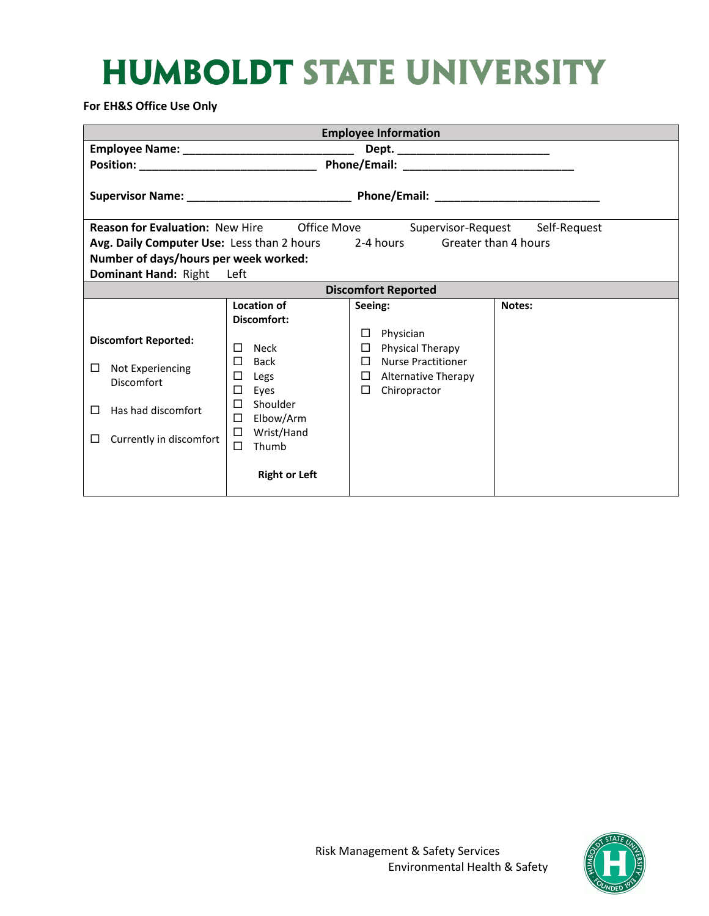# HUMBOLDT STATE UNIVERSITY

**For EH&S Office Use Only**

| **Employee Information** |
|---|
| **Employee Name:** ___________________________ **Dept.** ________________________ |
| **Position:** ____________________________ **Phone/Email:** ___________________________ |
| **Supervisor Name:** __________________________ **Phone/Email:** _________________________ |
| **Reason for Evaluation:** New Hire Office Move Supervisor-Request Self-Request |
| **Avg. Daily Computer Use:** Less than 2 hours 2-4 hours Greater than 4 hours |
| **Number of days/hours per week worked:** |
| **Dominant Hand:** Right Left |

| **Discomfort Reported** | | | |
|---|---|---|---|
| **Discomfort Reported:**<br><br>☐ Not Experiencing Discomfort<br><br>☐ Has had discomfort<br><br>☐ Currently in discomfort | **Location of Discomfort:**<br><br>☐ Neck<br>☐ Back<br>☐ Legs<br>☐ Eyes<br>☐ Shoulder<br>☐ Elbow/Arm<br>☐ Wrist/Hand<br>☐ Thumb<br><br>**Right or Left** | **Seeing:**<br><br>☐ Physician<br>☐ Physical Therapy<br>☐ Nurse Practitioner<br>☐ Alternative Therapy<br>☐ Chiropractor | **Notes:** |

Risk Management & Safety Services
Environmental Health & Safety